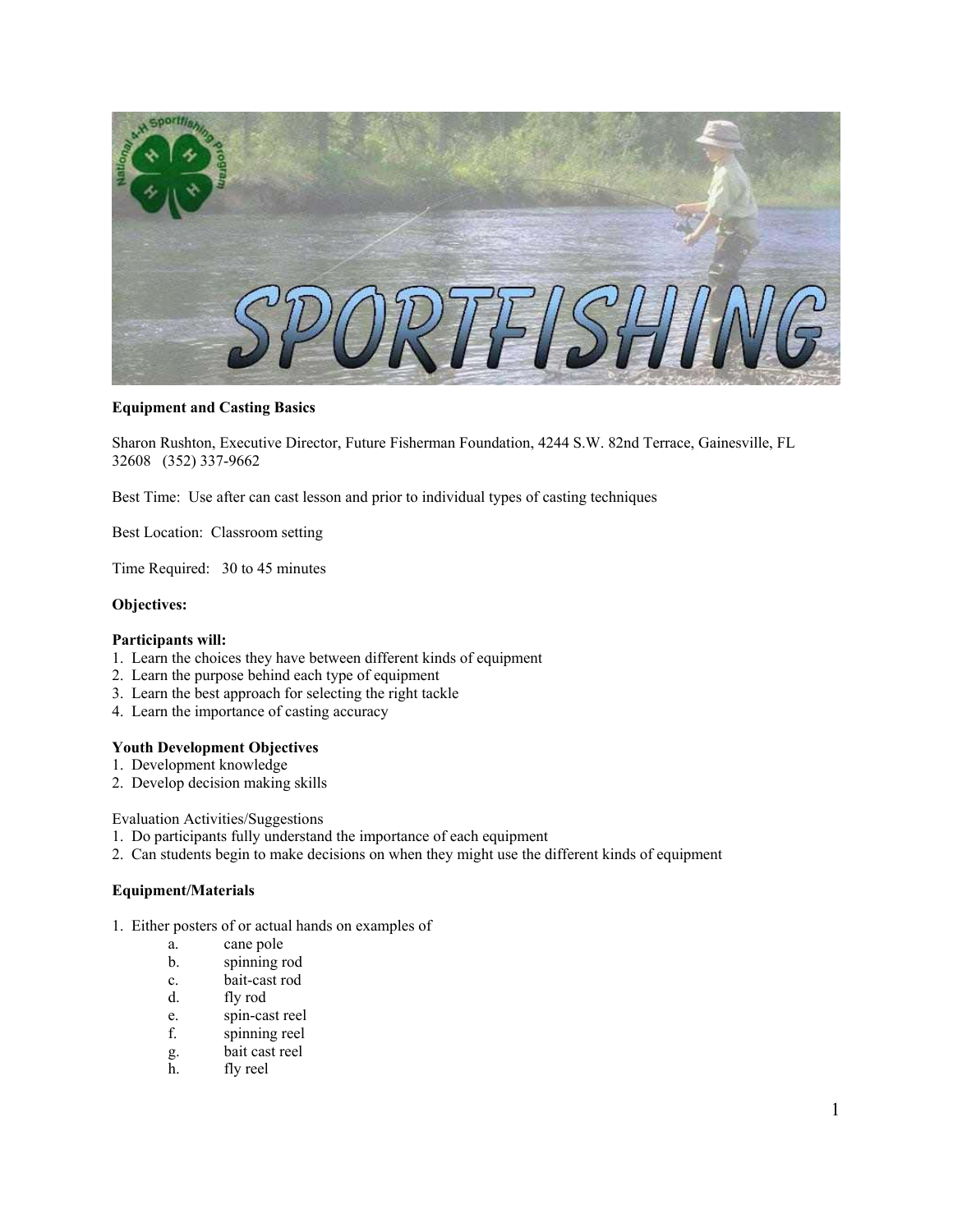**Equipment and Casting Basics**

Sharon Rushton, Executive Director, Future Fisherman Foundation, 4244 S.W. 82nd Terrace, Gainesville, FL 32608 (352) 337-9662

Best Time: Use after can cast lesson and prior to individual types of casting techniques

Best Location: Classroom setting

Time Required: 30 to 45 minutes

**Objectives:**

**Participants will:**

1. Learn the choices they have between different kinds of equipment
2. Learn the purpose behind each type of equipment
3. Learn the best approach for selecting the right tackle
4. Learn the importance of casting accuracy

**Youth Development Objectives**

1. Development knowledge
2. Develop decision making skills

Evaluation Activities/Suggestions

1. Do participants fully understand the importance of each equipment
2. Can students begin to make decisions on when they might use the different kinds of equipment

**Equipment/Materials**

1. Either posters of or actual hands on examples of
   a. cane pole
   b. spinning rod
   c. bait-cast rod
   d. fly rod
   e. spin-cast reel
   f. spinning reel
   g. bait cast reel
   h. fly reel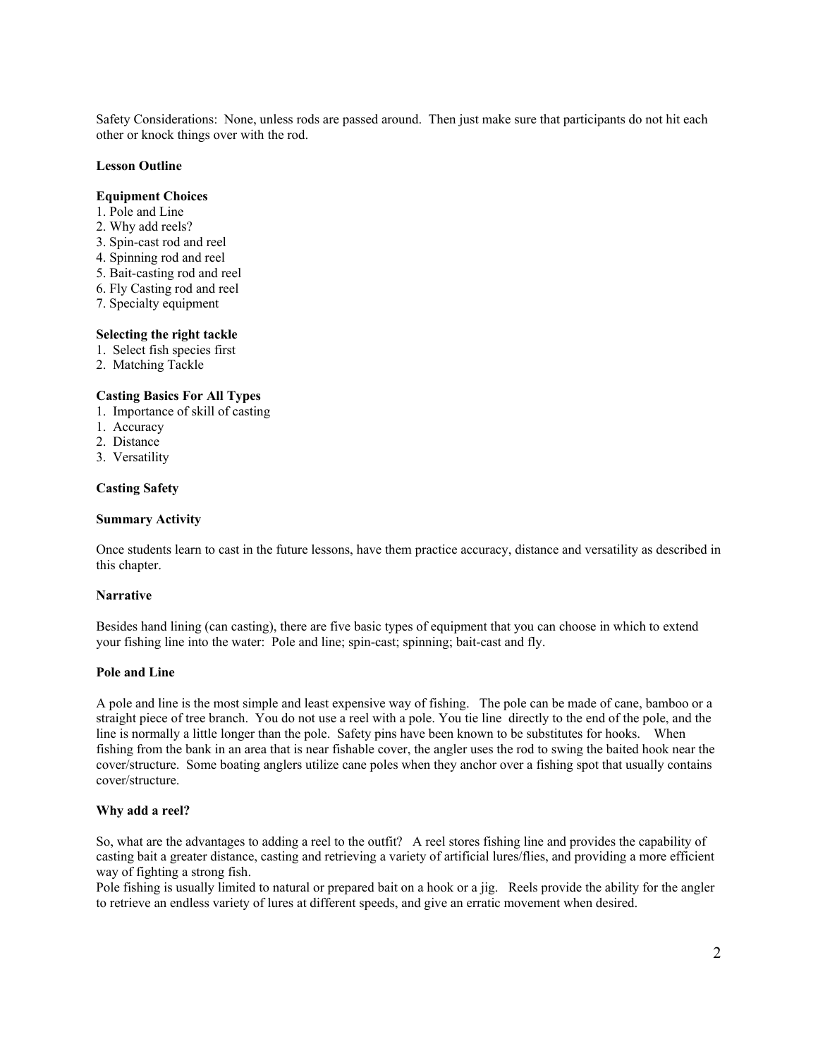Safety Considerations: None, unless rods are passed around. Then just make sure that participants do not hit each other or knock things over with the rod.

**Lesson Outline**

**Equipment Choices**

1. Pole and Line
2. Why add reels?
3. Spin-cast rod and reel
4. Spinning rod and reel
5. Bait-casting rod and reel
6. Fly Casting rod and reel
7. Specialty equipment

**Selecting the right tackle**

1. Select fish species first
2. Matching Tackle

**Casting Basics For All Types**

1. Importance of skill of casting
1. Accuracy
2. Distance
3. Versatility

**Casting Safety**

**Summary Activity**

Once students learn to cast in the future lessons, have them practice accuracy, distance and versatility as described in this chapter.

**Narrative**

Besides hand lining (can casting), there are five basic types of equipment that you can choose in which to extend your fishing line into the water: Pole and line; spin-cast; spinning; bait-cast and fly.

**Pole and Line**

A pole and line is the most simple and least expensive way of fishing. The pole can be made of cane, bamboo or a straight piece of tree branch. You do not use a reel with a pole. You tie line directly to the end of the pole, and the line is normally a little longer than the pole. Safety pins have been known to be substitutes for hooks. When fishing from the bank in an area that is near fishable cover, the angler uses the rod to swing the baited hook near the cover/structure. Some boating anglers utilize cane poles when they anchor over a fishing spot that usually contains cover/structure.

**Why add a reel?**

So, what are the advantages to adding a reel to the outfit? A reel stores fishing line and provides the capability of casting bait a greater distance, casting and retrieving a variety of artificial lures/flies, and providing a more efficient way of fighting a strong fish.

Pole fishing is usually limited to natural or prepared bait on a hook or a jig. Reels provide the ability for the angler to retrieve an endless variety of lures at different speeds, and give an erratic movement when desired.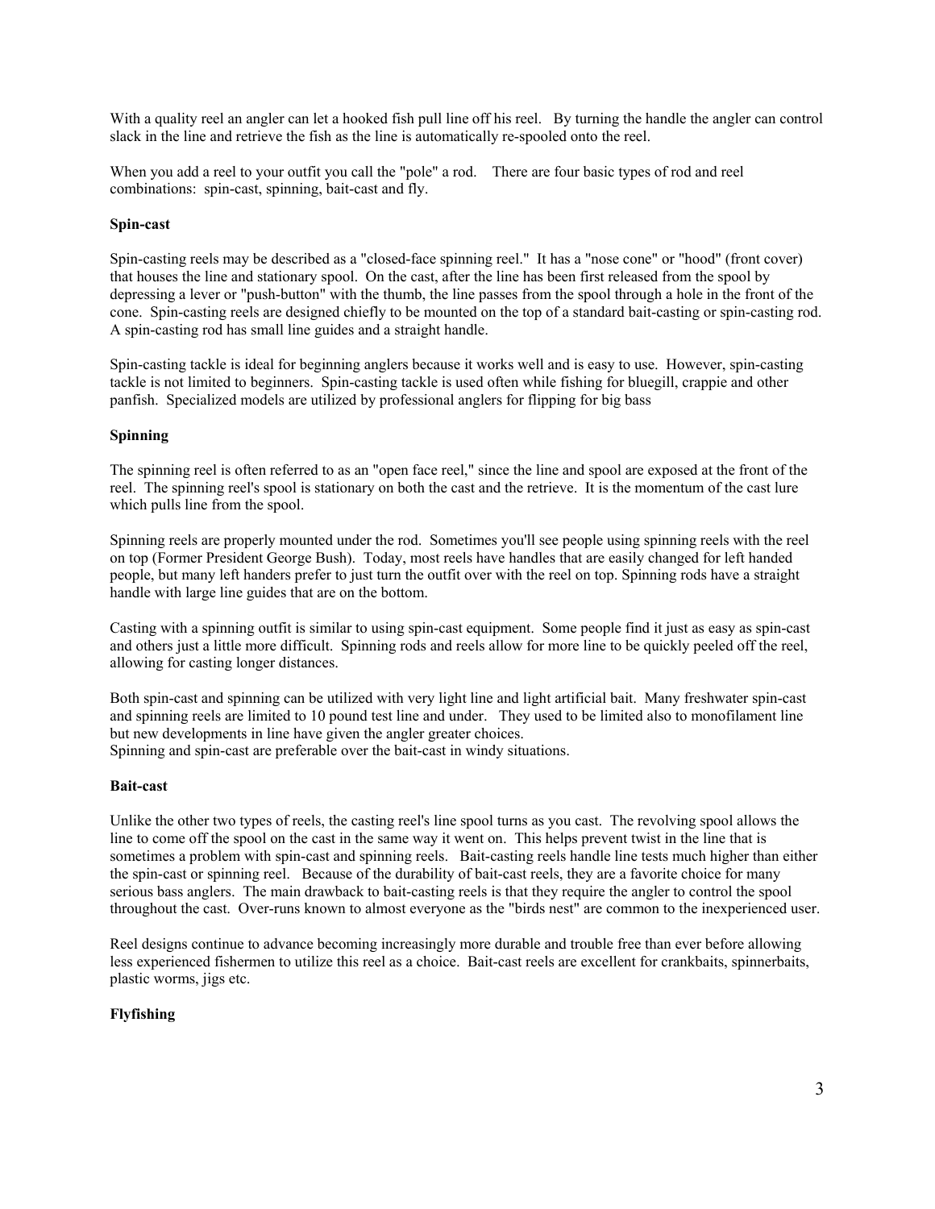With a quality reel an angler can let a hooked fish pull line off his reel. By turning the handle the angler can control slack in the line and retrieve the fish as the line is automatically re-spooled onto the reel.

When you add a reel to your outfit you call the "pole" a rod. There are four basic types of rod and reel combinations: spin-cast, spinning, bait-cast and fly.

**Spin-cast**

Spin-casting reels may be described as a "closed-face spinning reel." It has a "nose cone" or "hood" (front cover) that houses the line and stationary spool. On the cast, after the line has been first released from the spool by depressing a lever or "push-button" with the thumb, the line passes from the spool through a hole in the front of the cone. Spin-casting reels are designed chiefly to be mounted on the top of a standard bait-casting or spin-casting rod. A spin-casting rod has small line guides and a straight handle.

Spin-casting tackle is ideal for beginning anglers because it works well and is easy to use. However, spin-casting tackle is not limited to beginners. Spin-casting tackle is used often while fishing for bluegill, crappie and other panfish. Specialized models are utilized by professional anglers for flipping for big bass

**Spinning**

The spinning reel is often referred to as an "open face reel," since the line and spool are exposed at the front of the reel. The spinning reel's spool is stationary on both the cast and the retrieve. It is the momentum of the cast lure which pulls line from the spool.

Spinning reels are properly mounted under the rod. Sometimes you'll see people using spinning reels with the reel on top (Former President George Bush). Today, most reels have handles that are easily changed for left handed people, but many left handers prefer to just turn the outfit over with the reel on top. Spinning rods have a straight handle with large line guides that are on the bottom.

Casting with a spinning outfit is similar to using spin-cast equipment. Some people find it just as easy as spin-cast and others just a little more difficult. Spinning rods and reels allow for more line to be quickly peeled off the reel, allowing for casting longer distances.

Both spin-cast and spinning can be utilized with very light line and light artificial bait. Many freshwater spin-cast and spinning reels are limited to 10 pound test line and under. They used to be limited also to monofilament line but new developments in line have given the angler greater choices.
Spinning and spin-cast are preferable over the bait-cast in windy situations.

**Bait-cast**

Unlike the other two types of reels, the casting reel's line spool turns as you cast. The revolving spool allows the line to come off the spool on the cast in the same way it went on. This helps prevent twist in the line that is sometimes a problem with spin-cast and spinning reels. Bait-casting reels handle line tests much higher than either the spin-cast or spinning reel. Because of the durability of bait-cast reels, they are a favorite choice for many serious bass anglers. The main drawback to bait-casting reels is that they require the angler to control the spool throughout the cast. Over-runs known to almost everyone as the "birds nest" are common to the inexperienced user.

Reel designs continue to advance becoming increasingly more durable and trouble free than ever before allowing less experienced fishermen to utilize this reel as a choice. Bait-cast reels are excellent for crankbaits, spinnerbaits, plastic worms, jigs etc.

**Flyfishing**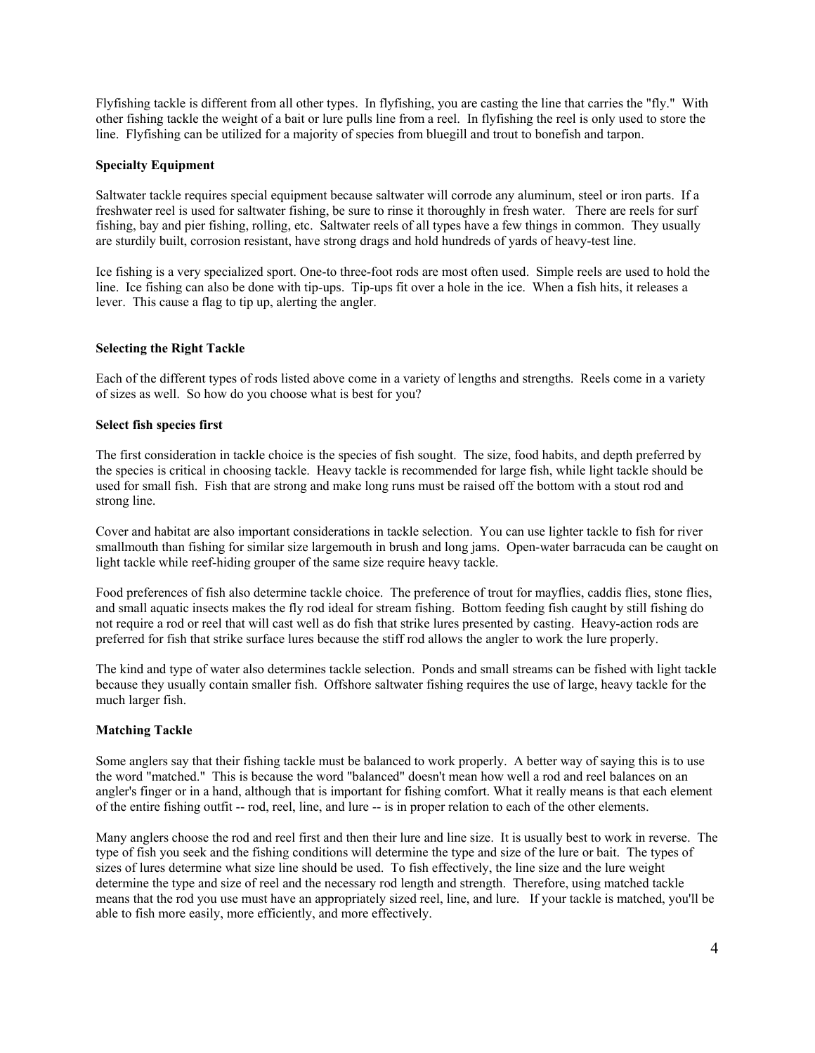Flyfishing tackle is different from all other types. In flyfishing, you are casting the line that carries the "fly." With other fishing tackle the weight of a bait or lure pulls line from a reel. In flyfishing the reel is only used to store the line. Flyfishing can be utilized for a majority of species from bluegill and trout to bonefish and tarpon.

**Specialty Equipment**

Saltwater tackle requires special equipment because saltwater will corrode any aluminum, steel or iron parts. If a freshwater reel is used for saltwater fishing, be sure to rinse it thoroughly in fresh water. There are reels for surf fishing, bay and pier fishing, rolling, etc. Saltwater reels of all types have a few things in common. They usually are sturdily built, corrosion resistant, have strong drags and hold hundreds of yards of heavy-test line.

Ice fishing is a very specialized sport. One-to three-foot rods are most often used. Simple reels are used to hold the line. Ice fishing can also be done with tip-ups. Tip-ups fit over a hole in the ice. When a fish hits, it releases a lever. This cause a flag to tip up, alerting the angler.

**Selecting the Right Tackle**

Each of the different types of rods listed above come in a variety of lengths and strengths. Reels come in a variety of sizes as well. So how do you choose what is best for you?

**Select fish species first**

The first consideration in tackle choice is the species of fish sought. The size, food habits, and depth preferred by the species is critical in choosing tackle. Heavy tackle is recommended for large fish, while light tackle should be used for small fish. Fish that are strong and make long runs must be raised off the bottom with a stout rod and strong line.

Cover and habitat are also important considerations in tackle selection. You can use lighter tackle to fish for river smallmouth than fishing for similar size largemouth in brush and long jams. Open-water barracuda can be caught on light tackle while reef-hiding grouper of the same size require heavy tackle.

Food preferences of fish also determine tackle choice. The preference of trout for mayflies, caddis flies, stone flies, and small aquatic insects makes the fly rod ideal for stream fishing. Bottom feeding fish caught by still fishing do not require a rod or reel that will cast well as do fish that strike lures presented by casting. Heavy-action rods are preferred for fish that strike surface lures because the stiff rod allows the angler to work the lure properly.

The kind and type of water also determines tackle selection. Ponds and small streams can be fished with light tackle because they usually contain smaller fish. Offshore saltwater fishing requires the use of large, heavy tackle for the much larger fish.

**Matching Tackle**

Some anglers say that their fishing tackle must be balanced to work properly. A better way of saying this is to use the word "matched." This is because the word "balanced" doesn't mean how well a rod and reel balances on an angler's finger or in a hand, although that is important for fishing comfort. What it really means is that each element of the entire fishing outfit -- rod, reel, line, and lure -- is in proper relation to each of the other elements.

Many anglers choose the rod and reel first and then their lure and line size. It is usually best to work in reverse. The type of fish you seek and the fishing conditions will determine the type and size of the lure or bait. The types of sizes of lures determine what size line should be used. To fish effectively, the line size and the lure weight determine the type and size of reel and the necessary rod length and strength. Therefore, using matched tackle means that the rod you use must have an appropriately sized reel, line, and lure. If your tackle is matched, you'll be able to fish more easily, more efficiently, and more effectively.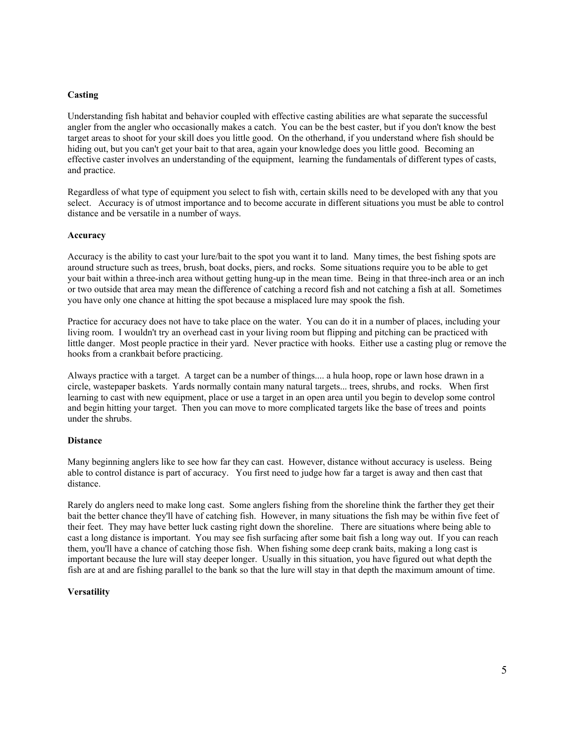**Casting**

Understanding fish habitat and behavior coupled with effective casting abilities are what separate the successful angler from the angler who occasionally makes a catch. You can be the best caster, but if you don't know the best target areas to shoot for your skill does you little good. On the otherhand, if you understand where fish should be hiding out, but you can't get your bait to that area, again your knowledge does you little good. Becoming an effective caster involves an understanding of the equipment, learning the fundamentals of different types of casts, and practice.

Regardless of what type of equipment you select to fish with, certain skills need to be developed with any that you select. Accuracy is of utmost importance and to become accurate in different situations you must be able to control distance and be versatile in a number of ways.

**Accuracy**

Accuracy is the ability to cast your lure/bait to the spot you want it to land. Many times, the best fishing spots are around structure such as trees, brush, boat docks, piers, and rocks. Some situations require you to be able to get your bait within a three-inch area without getting hung-up in the mean time. Being in that three-inch area or an inch or two outside that area may mean the difference of catching a record fish and not catching a fish at all. Sometimes you have only one chance at hitting the spot because a misplaced lure may spook the fish.

Practice for accuracy does not have to take place on the water. You can do it in a number of places, including your living room. I wouldn't try an overhead cast in your living room but flipping and pitching can be practiced with little danger. Most people practice in their yard. Never practice with hooks. Either use a casting plug or remove the hooks from a crankbait before practicing.

Always practice with a target. A target can be a number of things.... a hula hoop, rope or lawn hose drawn in a circle, wastepaper baskets. Yards normally contain many natural targets... trees, shrubs, and rocks. When first learning to cast with new equipment, place or use a target in an open area until you begin to develop some control and begin hitting your target. Then you can move to more complicated targets like the base of trees and points under the shrubs.

**Distance**

Many beginning anglers like to see how far they can cast. However, distance without accuracy is useless. Being able to control distance is part of accuracy. You first need to judge how far a target is away and then cast that distance.

Rarely do anglers need to make long cast. Some anglers fishing from the shoreline think the farther they get their bait the better chance they'll have of catching fish. However, in many situations the fish may be within five feet of their feet. They may have better luck casting right down the shoreline. There are situations where being able to cast a long distance is important. You may see fish surfacing after some bait fish a long way out. If you can reach them, you'll have a chance of catching those fish. When fishing some deep crank baits, making a long cast is important because the lure will stay deeper longer. Usually in this situation, you have figured out what depth the fish are at and are fishing parallel to the bank so that the lure will stay in that depth the maximum amount of time.

**Versatility**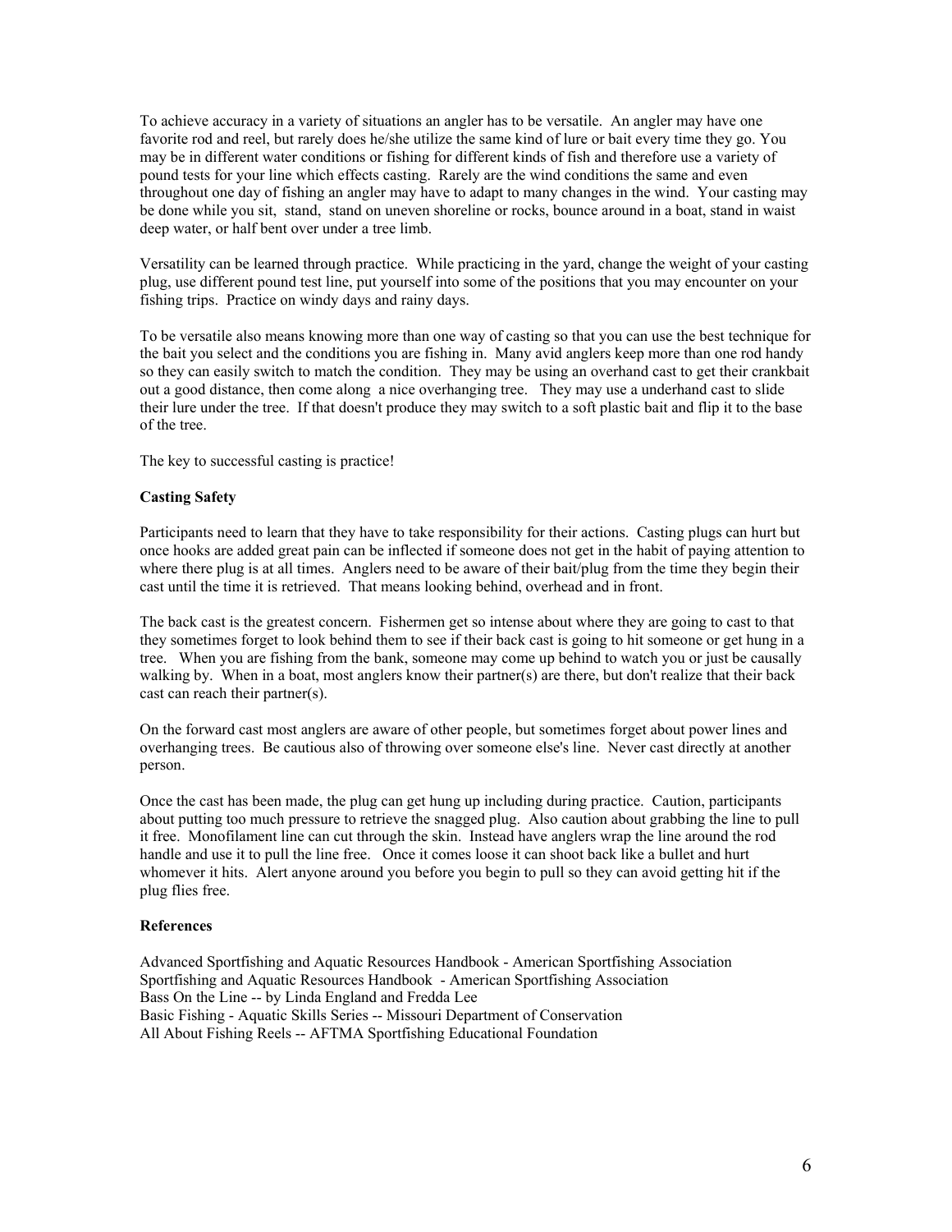To achieve accuracy in a variety of situations an angler has to be versatile. An angler may have one favorite rod and reel, but rarely does he/she utilize the same kind of lure or bait every time they go. You may be in different water conditions or fishing for different kinds of fish and therefore use a variety of pound tests for your line which effects casting. Rarely are the wind conditions the same and even throughout one day of fishing an angler may have to adapt to many changes in the wind. Your casting may be done while you sit, stand, stand on uneven shoreline or rocks, bounce around in a boat, stand in waist deep water, or half bent over under a tree limb.

Versatility can be learned through practice. While practicing in the yard, change the weight of your casting plug, use different pound test line, put yourself into some of the positions that you may encounter on your fishing trips. Practice on windy days and rainy days.

To be versatile also means knowing more than one way of casting so that you can use the best technique for the bait you select and the conditions you are fishing in. Many avid anglers keep more than one rod handy so they can easily switch to match the condition. They may be using an overhand cast to get their crankbait out a good distance, then come along a nice overhanging tree. They may use a underhand cast to slide their lure under the tree. If that doesn't produce they may switch to a soft plastic bait and flip it to the base of the tree.

The key to successful casting is practice!

**Casting Safety**

Participants need to learn that they have to take responsibility for their actions. Casting plugs can hurt but once hooks are added great pain can be inflected if someone does not get in the habit of paying attention to where there plug is at all times. Anglers need to be aware of their bait/plug from the time they begin their cast until the time it is retrieved. That means looking behind, overhead and in front.

The back cast is the greatest concern. Fishermen get so intense about where they are going to cast to that they sometimes forget to look behind them to see if their back cast is going to hit someone or get hung in a tree. When you are fishing from the bank, someone may come up behind to watch you or just be causally walking by. When in a boat, most anglers know their partner(s) are there, but don't realize that their back cast can reach their partner(s).

On the forward cast most anglers are aware of other people, but sometimes forget about power lines and overhanging trees. Be cautious also of throwing over someone else's line. Never cast directly at another person.

Once the cast has been made, the plug can get hung up including during practice. Caution, participants about putting too much pressure to retrieve the snagged plug. Also caution about grabbing the line to pull it free. Monofilament line can cut through the skin. Instead have anglers wrap the line around the rod handle and use it to pull the line free. Once it comes loose it can shoot back like a bullet and hurt whomever it hits. Alert anyone around you before you begin to pull so they can avoid getting hit if the plug flies free.

**References**

Advanced Sportfishing and Aquatic Resources Handbook - American Sportfishing Association
Sportfishing and Aquatic Resources Handbook - American Sportfishing Association
Bass On the Line -- by Linda England and Fredda Lee
Basic Fishing - Aquatic Skills Series -- Missouri Department of Conservation
All About Fishing Reels -- AFTMA Sportfishing Educational Foundation